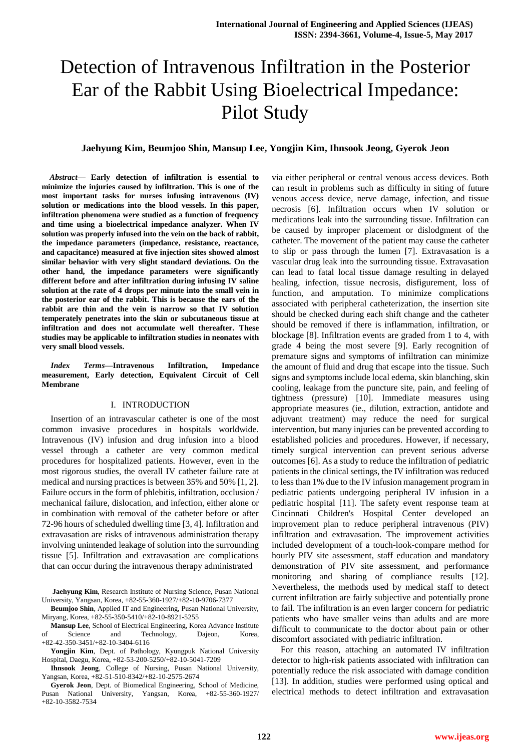# Detection of Intravenous Infiltration in the Posterior Ear of the Rabbit Using Bioelectrical Impedance: Pilot Study

**Jaehyung Kim, Beumjoo Shin, Mansup Lee, Yongjin Kim, Ihnsook Jeong, Gyerok Jeon**

***Abstract*— Early detection of infiltration is essential to minimize the injuries caused by infiltration. This is one of the most important tasks for nurses infusing intravenous (IV) solution or medications into the blood vessels. In this paper, infiltration phenomena were studied as a function of frequency and time using a bioelectrical impedance analyzer. When IV solution was properly infused into the vein on the back of rabbit, the impedance parameters (impedance, resistance, reactance, and capacitance) measured at five injection sites showed almost similar behavior with very slight standard deviations. On the other hand, the impedance parameters were significantly different before and after infiltration during infusing IV saline solution at the rate of 4 drops per minute into the small vein in the posterior ear of the rabbit. This is because the ears of the rabbit are thin and the vein is narrow so that IV solution temperately penetrates into the skin or subcutaneous tissue at infiltration and does not accumulate well thereafter. These studies may be applicable to infiltration studies in neonates with very small blood vessels.**

***Index Terms*—Intravenous Infiltration, Impedance measurement, Early detection, Equivalent Circuit of Cell Membrane**

## I. INTRODUCTION

Insertion of an intravascular catheter is one of the most common invasive procedures in hospitals worldwide. Intravenous (IV) infusion and drug infusion into a blood vessel through a catheter are very common medical procedures for hospitalized patients. However, even in the most rigorous studies, the overall IV catheter failure rate at medical and nursing practices is between 35% and 50% [1, 2]. Failure occurs in the form of phlebitis, infiltration, occlusion / mechanical failure, dislocation, and infection, either alone or in combination with removal of the catheter before or after 72-96 hours of scheduled dwelling time [3, 4]. Infiltration and extravasation are risks of intravenous administration therapy involving unintended leakage of solution into the surrounding tissue [5]. Infiltration and extravasation are complications that can occur during the intravenous therapy administrated via either peripheral or central venous access devices. Both can result in problems such as difficulty in siting of future venous access device, nerve damage, infection, and tissue necrosis [6]. Infiltration occurs when IV solution or medications leak into the surrounding tissue. Infiltration can be caused by improper placement or dislodgment of the catheter. The movement of the patient may cause the catheter to slip or pass through the lumen [7]. Extravasation is a vascular drug leak into the surrounding tissue. Extravasation can lead to fatal local tissue damage resulting in delayed healing, infection, tissue necrosis, disfigurement, loss of function, and amputation. To minimize complications associated with peripheral catheterization, the insertion site should be checked during each shift change and the catheter should be removed if there is inflammation, infiltration, or blockage [8]. Infiltration events are graded from 1 to 4, with grade 4 being the most severe [9]. Early recognition of premature signs and symptoms of infiltration can minimize the amount of fluid and drug that escape into the tissue. Such signs and symptoms include local edema, skin blanching, skin cooling, leakage from the puncture site, pain, and feeling of tightness (pressure) [10]. Immediate measures using appropriate measures (i.e., dilution, extraction, antidote and adjuvant treatment) may reduce the need for surgical intervention, but many injuries can be prevented according to established policies and procedures. However, if necessary, timely surgical intervention can prevent serious adverse outcomes [6]. As a study to reduce the infiltration of pediatric patients in the clinical settings, the IV infiltration was reduced to less than 1% due to the IV infusion management program in pediatric patients undergoing peripheral IV infusion in a pediatric hospital [11]. The safety event response team at Cincinnati Children's Hospital Center developed an improvement plan to reduce peripheral intravenous (PIV) infiltration and extravasation. The improvement activities included development of a touch-look-compare method for hourly PIV site assessment, staff education and mandatory demonstration of PIV site assessment, and performance monitoring and sharing of compliance results [12]. Nevertheless, the methods used by medical staff to detect current infiltration are fairly subjective and potentially prone to fail. The infiltration is an even larger concern for pediatric patients who have smaller veins than adults and are more difficult to communicate to the doctor about pain or other discomfort associated with pediatric infiltration.

For this reason, attaching an automated IV infiltration detector to high-risk patients associated with infiltration can potentially reduce the risk associated with damage condition [13]. In addition, studies were performed using optical and electrical methods to detect infiltration and extravasation

---

**Jaehyung Kim**, Research Institute of Nursing Science, Pusan National University, Yangsan, Korea, +82-55-360-1927/+82-10-9706-7377

**Beumjoo Shin**, Applied IT and Engineering, Pusan National University, Miryang, Korea, +82-55-350-5410/+82-10-8921-5255

**Mansup Lee**, School of Electrical Engineering, Korea Advance Institute of Science and Technology, Dajeon, Korea, +82-42-350-3451/+82-10-3404-6116

**Yongjin Kim**, Dept. of Pathology, Kyungpuk National University Hospital, Daegu, Korea, +82-53-200-5250/+82-10-5041-7209

**Ihnsook Jeong**, College of Nursing, Pusan National University, Yangsan, Korea, +82-51-510-8342/+82-10-2575-2674

**Gyerok Jeon**, Dept. of Biomedical Engineering, School of Medicine, Pusan National University, Yangsan, Korea, +82-55-360-1927/ +82-10-3582-7534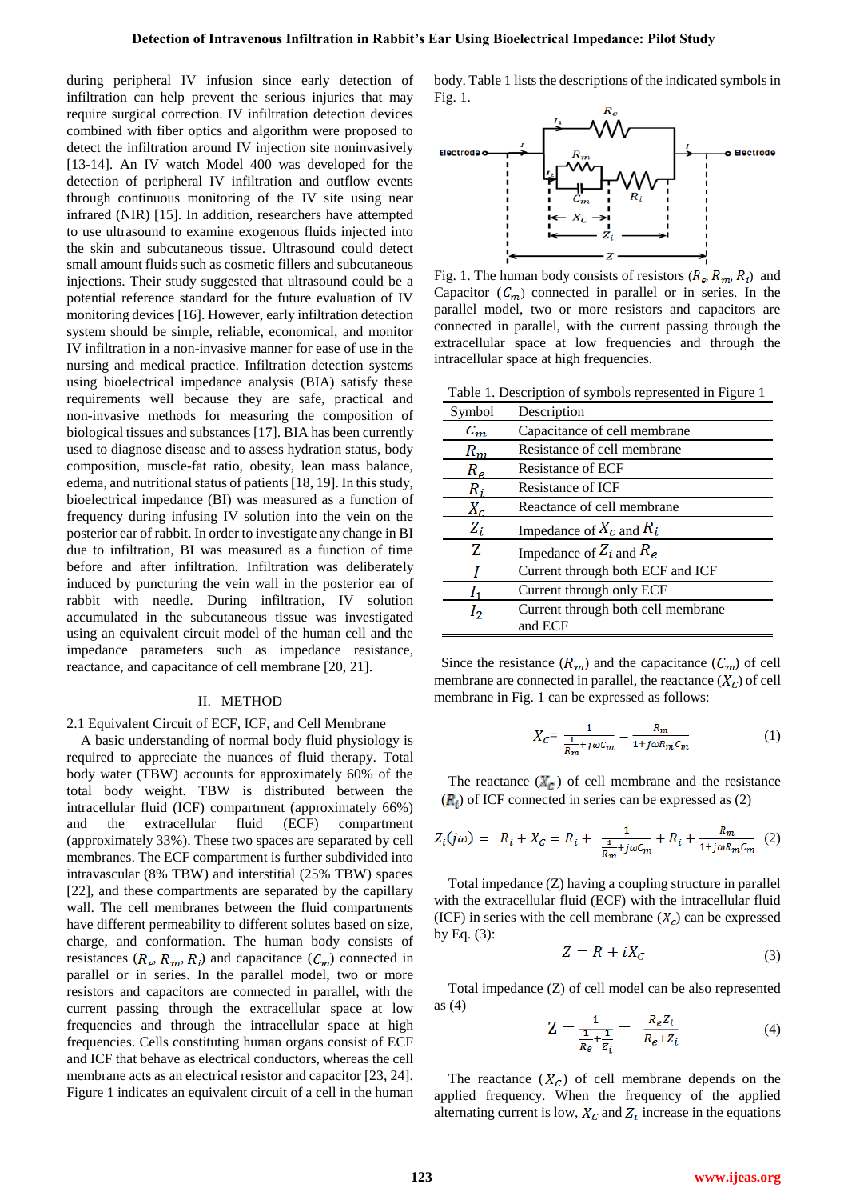during peripheral IV infusion since early detection of infiltration can help prevent the serious injuries that may require surgical correction. IV infiltration detection devices combined with fiber optics and algorithm were proposed to detect the infiltration around IV injection site noninvasively [13-14]. An IV watch Model 400 was developed for the detection of peripheral IV infiltration and outflow events through continuous monitoring of the IV site using near infrared (NIR) [15]. In addition, researchers have attempted to use ultrasound to examine exogenous fluids injected into the skin and subcutaneous tissue. Ultrasound could detect small amount fluids such as cosmetic fillers and subcutaneous injections. Their study suggested that ultrasound could be a potential reference standard for the future evaluation of IV monitoring devices [16]. However, early infiltration detection system should be simple, reliable, economical, and monitor IV infiltration in a non-invasive manner for ease of use in the nursing and medical practice. Infiltration detection systems using bioelectrical impedance analysis (BIA) satisfy these requirements well because they are safe, practical and non-invasive methods for measuring the composition of biological tissues and substances [17]. BIA has been currently used to diagnose disease and to assess hydration status, body composition, muscle-fat ratio, obesity, lean mass balance, edema, and nutritional status of patients [18, 19]. In this study, bioelectrical impedance (BI) was measured as a function of frequency during infusing IV solution into the vein on the posterior ear of rabbit. In order to investigate any change in BI due to infiltration, BI was measured as a function of time before and after infiltration. Infiltration was deliberately induced by puncturing the vein wall in the posterior ear of rabbit with needle. During infiltration, IV solution accumulated in the subcutaneous tissue was investigated using an equivalent circuit model of the human cell and the impedance parameters such as impedance resistance, reactance, and capacitance of cell membrane [20, 21].

## II. METHOD

### 2.1 Equivalent Circuit of ECF, ICF, and Cell Membrane

A basic understanding of normal body fluid physiology is required to appreciate the nuances of fluid therapy. Total body water (TBW) accounts for approximately 60% of the total body weight. TBW is distributed between the intracellular fluid (ICF) compartment (approximately 66%) and the extracellular fluid (ECF) compartment (approximately 33%). These two spaces are separated by cell membranes. The ECF compartment is further subdivided into intravascular (8% TBW) and interstitial (25% TBW) spaces [22], and these compartments are separated by the capillary wall. The cell membranes between the fluid compartments have different permeability to different solutes based on size, charge, and conformation. The human body consists of resistances ($R_e$, $R_m$, $R_i$) and capacitance ($C_m$) connected in parallel or in series. In the parallel model, two or more resistors and capacitors are connected in parallel, with the current passing through the extracellular space at low frequencies and through the intracellular space at high frequencies. Cells constituting human organs consist of ECF and ICF that behave as electrical conductors, whereas the cell membrane acts as an electrical resistor and capacitor [23, 24]. Figure 1 indicates an equivalent circuit of a cell in the human body. Table 1 lists the descriptions of the indicated symbols in Fig. 1.

Fig. 1. The human body consists of resistors ($R_e$, $R_m$, $R_i$) and Capacitor ($C_m$) connected in parallel or in series. In the parallel model, two or more resistors and capacitors are connected in parallel, with the current passing through the extracellular space at low frequencies and through the intracellular space at high frequencies.

Table 1. Description of symbols represented in Figure 1

| Symbol | Description |
|---|---|
| $C_m$ | Capacitance of cell membrane |
| $R_m$ | Resistance of cell membrane |
| $R_e$ | Resistance of ECF |
| $R_i$ | Resistance of ICF |
| $X_c$ | Reactance of cell membrane |
| $Z_i$ | Impedance of $X_c$ and $R_i$ |
| $Z$ | Impedance of $Z_i$ and $R_e$ |
| $I$ | Current through both ECF and ICF |
| $I_1$ | Current through only ECF |
| $I_2$ | Current through both cell membrane and ECF |

Since the resistance ($R_m$) and the capacitance ($C_m$) of cell membrane are connected in parallel, the reactance ($X_C$) of cell membrane in Fig. 1 can be expressed as follows:

$$X_C = \frac{1}{\frac{1}{R_m} + j\omega C_m} = \frac{R_m}{1 + j\omega R_m C_m} \tag{1}$$

The reactance ($X_C$) of cell membrane and the resistance ($R_i$) of ICF connected in series can be expressed as (2)

$$Z_i(j\omega) = R_i + X_C = R_i + \frac{1}{\frac{1}{R_m} + j\omega C_m} + R_i + \frac{R_m}{1 + j\omega R_m C_m} \tag{2}$$

Total impedance (Z) having a coupling structure in parallel with the extracellular fluid (ECF) with the intracellular fluid (ICF) in series with the cell membrane ($X_c$) can be expressed by Eq. (3):

$$Z = R + iX_C \tag{3}$$

Total impedance (Z) of cell model can be also represented as (4)

$$Z = \frac{1}{\frac{1}{R_e} + \frac{1}{Z_i}} = \frac{R_e Z_i}{R_e + Z_i} \tag{4}$$

The reactance ($X_C$) of cell membrane depends on the applied frequency. When the frequency of the applied alternating current is low, $X_C$ and $Z_i$ increase in the equations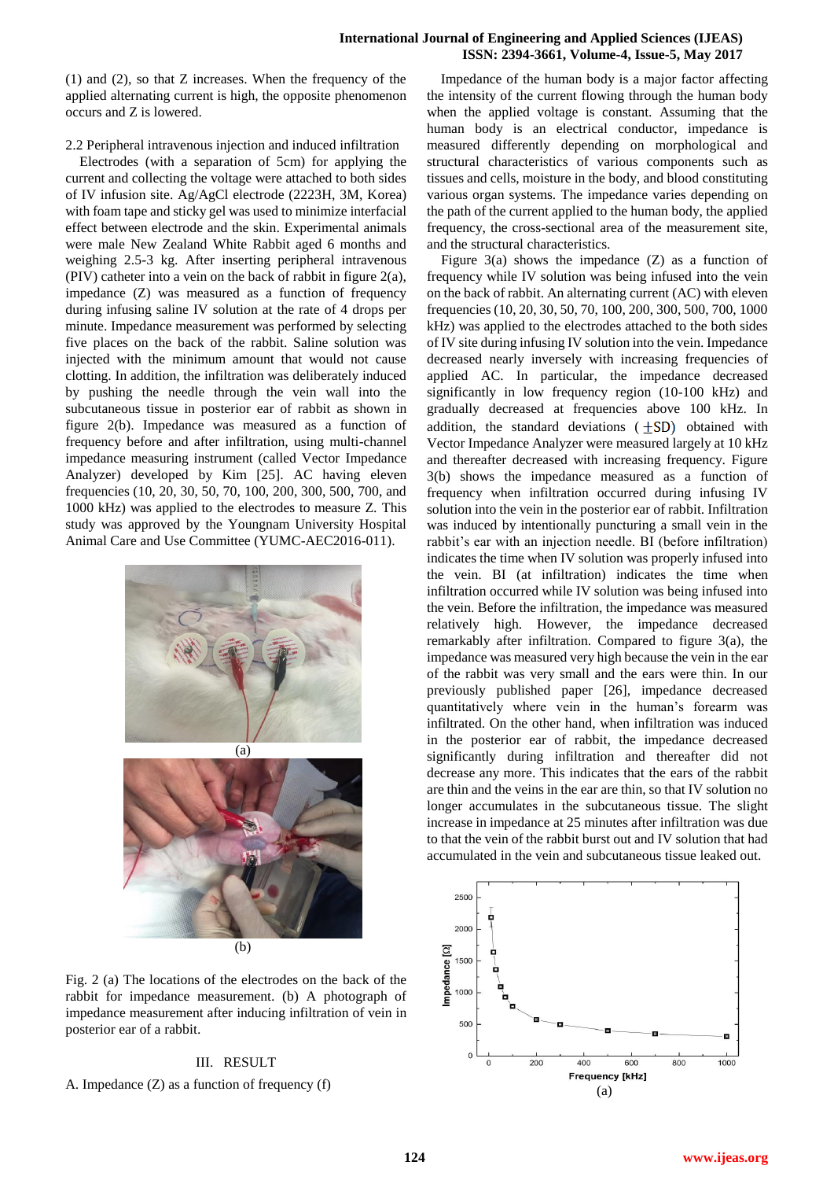(1) and (2), so that Z increases. When the frequency of the applied alternating current is high, the opposite phenomenon occurs and Z is lowered.

2.2 Peripheral intravenous injection and induced infiltration

Electrodes (with a separation of 5cm) for applying the current and collecting the voltage were attached to both sides of IV infusion site. Ag/AgCl electrode (2223H, 3M, Korea) with foam tape and sticky gel was used to minimize interfacial effect between electrode and the skin. Experimental animals were male New Zealand White Rabbit aged 6 months and weighing 2.5-3 kg. After inserting peripheral intravenous (PIV) catheter into a vein on the back of rabbit in figure 2(a), impedance (Z) was measured as a function of frequency during infusing saline IV solution at the rate of 4 drops per minute. Impedance measurement was performed by selecting five places on the back of the rabbit. Saline solution was injected with the minimum amount that would not cause clotting. In addition, the infiltration was deliberately induced by pushing the needle through the vein wall into the subcutaneous tissue in posterior ear of rabbit as shown in figure 2(b). Impedance was measured as a function of frequency before and after infiltration, using multi-channel impedance measuring instrument (called Vector Impedance Analyzer) developed by Kim [25]. AC having eleven frequencies (10, 20, 30, 50, 70, 100, 200, 300, 500, 700, and 1000 kHz) was applied to the electrodes to measure Z. This study was approved by the Youngnam University Hospital Animal Care and Use Committee (YUMC-AEC2016-011).

(a)

(b)

Fig. 2 (a) The locations of the electrodes on the back of the rabbit for impedance measurement. (b) A photograph of impedance measurement after inducing infiltration of vein in posterior ear of a rabbit.

## III. RESULT

A. Impedance (Z) as a function of frequency (f)

Impedance of the human body is a major factor affecting the intensity of the current flowing through the human body when the applied voltage is constant. Assuming that the human body is an electrical conductor, impedance is measured differently depending on morphological and structural characteristics of various components such as tissues and cells, moisture in the body, and blood constituting various organ systems. The impedance varies depending on the path of the current applied to the human body, the applied frequency, the cross-sectional area of the measurement site, and the structural characteristics.

Figure 3(a) shows the impedance (Z) as a function of frequency while IV solution was being infused into the vein on the back of rabbit. An alternating current (AC) with eleven frequencies (10, 20, 30, 50, 70, 100, 200, 300, 500, 700, 1000 kHz) was applied to the electrodes attached to the both sides of IV site during infusing IV solution into the vein. Impedance decreased nearly inversely with increasing frequencies of applied AC. In particular, the impedance decreased significantly in low frequency region (10-100 kHz) and gradually decreased at frequencies above 100 kHz. In addition, the standard deviations ($\pm$SD) obtained with Vector Impedance Analyzer were measured largely at 10 kHz and thereafter decreased with increasing frequency. Figure 3(b) shows the impedance measured as a function of frequency when infiltration occurred during infusing IV solution into the vein in the posterior ear of rabbit. Infiltration was induced by intentionally puncturing a small vein in the rabbit's ear with an injection needle. BI (before infiltration) indicates the time when IV solution was properly infused into the vein. BI (at infiltration) indicates the time when infiltration occurred while IV solution was being infused into the vein. Before the infiltration, the impedance was measured relatively high. However, the impedance decreased remarkably after infiltration. Compared to figure 3(a), the impedance was measured very high because the vein in the ear of the rabbit was very small and the ears were thin. In our previously published paper [26], impedance decreased quantitatively where vein in the human's forearm was infiltrated. On the other hand, when infiltration was induced in the posterior ear of rabbit, the impedance decreased significantly during infiltration and thereafter did not decrease any more. This indicates that the ears of the rabbit are thin and the veins in the ear are thin, so that IV solution no longer accumulates in the subcutaneous tissue. The slight increase in impedance at 25 minutes after infiltration was due to that the vein of the rabbit burst out and IV solution that had accumulated in the vein and subcutaneous tissue leaked out.

(a)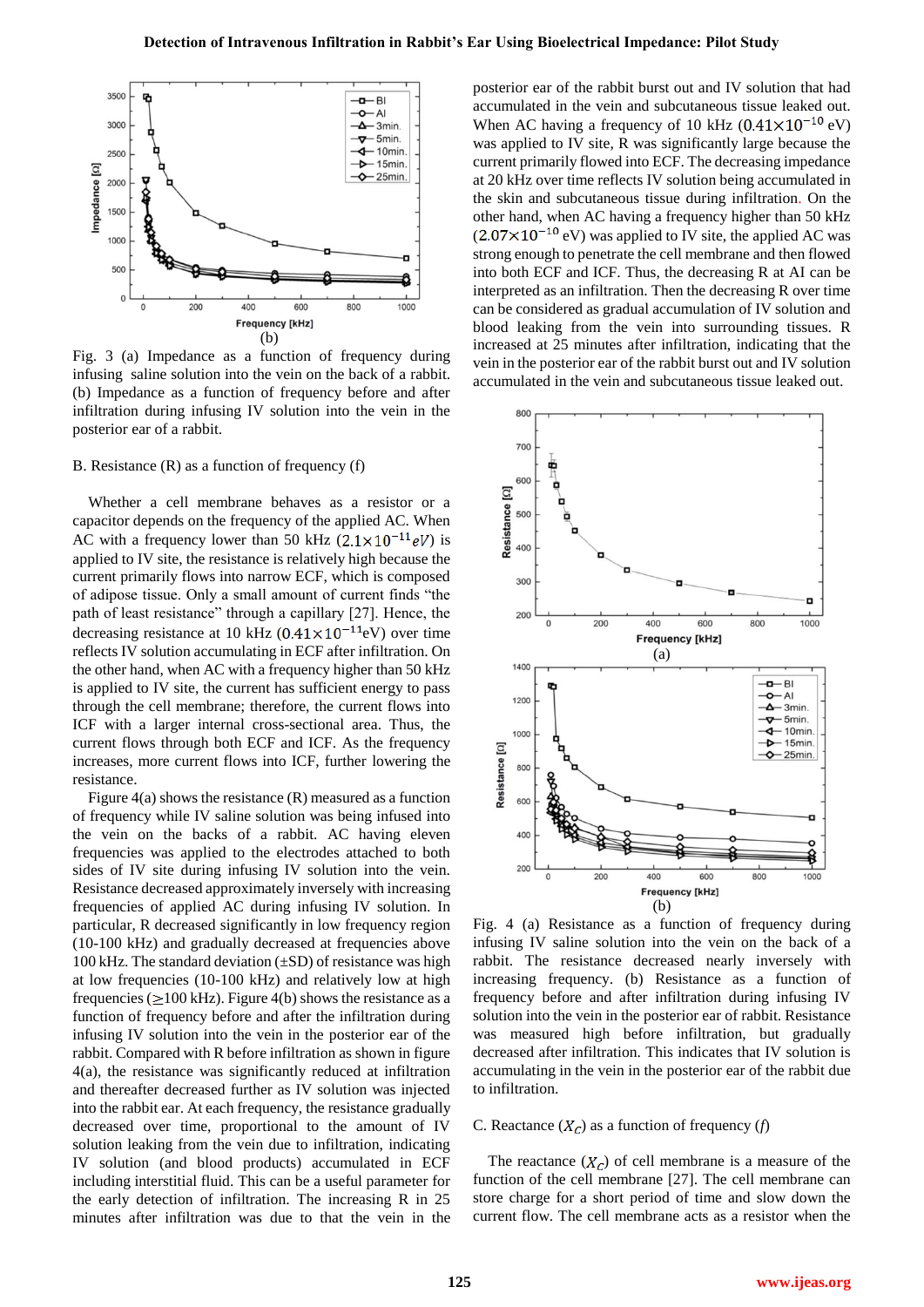(b)

Fig. 3 (a) Impedance as a function of frequency during infusing saline solution into the vein on the back of a rabbit. (b) Impedance as a function of frequency before and after infiltration during infusing IV solution into the vein in the posterior ear of a rabbit.

B. Resistance (R) as a function of frequency (f)

Whether a cell membrane behaves as a resistor or a capacitor depends on the frequency of the applied AC. When AC with a frequency lower than 50 kHz ($2.1\times10^{-11}eV$) is applied to IV site, the resistance is relatively high because the current primarily flows into narrow ECF, which is composed of adipose tissue. Only a small amount of current finds "the path of least resistance" through a capillary [27]. Hence, the decreasing resistance at 10 kHz ($0.41\times10^{-11}$eV) over time reflects IV solution accumulating in ECF after infiltration. On the other hand, when AC with a frequency higher than 50 kHz is applied to IV site, the current has sufficient energy to pass through the cell membrane; therefore, the current flows into ICF with a larger internal cross-sectional area. Thus, the current flows through both ECF and ICF. As the frequency increases, more current flows into ICF, further lowering the resistance.

Figure 4(a) shows the resistance (R) measured as a function of frequency while IV saline solution was being infused into the vein on the backs of a rabbit. AC having eleven frequencies was applied to the electrodes attached to both sides of IV site during infusing IV solution into the vein. Resistance decreased approximately inversely with increasing frequencies of applied AC during infusing IV solution. In particular, R decreased significantly in low frequency region (10-100 kHz) and gradually decreased at frequencies above 100 kHz. The standard deviation (±SD) of resistance was high at low frequencies (10-100 kHz) and relatively low at high frequencies (≥100 kHz). Figure 4(b) shows the resistance as a function of frequency before and after the infiltration during infusing IV solution into the vein in the posterior ear of the rabbit. Compared with R before infiltration as shown in figure 4(a), the resistance was significantly reduced at infiltration and thereafter decreased further as IV solution was injected into the rabbit ear. At each frequency, the resistance gradually decreased over time, proportional to the amount of IV solution leaking from the vein due to infiltration, indicating IV solution (and blood products) accumulated in ECF including interstitial fluid. This can be a useful parameter for the early detection of infiltration. The increasing R in 25 minutes after infiltration was due to that the vein in the posterior ear of the rabbit burst out and IV solution that had accumulated in the vein and subcutaneous tissue leaked out. When AC having a frequency of 10 kHz ($0.41\times10^{-10}$ eV) was applied to IV site, R was significantly large because the current primarily flowed into ECF. The decreasing impedance at 20 kHz over time reflects IV solution being accumulated in the skin and subcutaneous tissue during infiltration. On the other hand, when AC having a frequency higher than 50 kHz ($2.07\times10^{-10}$ eV) was applied to IV site, the applied AC was strong enough to penetrate the cell membrane and then flowed into both ECF and ICF. Thus, the decreasing R at AI can be interpreted as an infiltration. Then the decreasing R over time can be considered as gradual accumulation of IV solution and blood leaking from the vein into surrounding tissues. R increased at 25 minutes after infiltration, indicating that the vein in the posterior ear of the rabbit burst out and IV solution accumulated in the vein and subcutaneous tissue leaked out.

(a)

(b)

Fig. 4 (a) Resistance as a function of frequency during infusing IV saline solution into the vein on the back of a rabbit. The resistance decreased nearly inversely with increasing frequency. (b) Resistance as a function of frequency before and after infiltration during infusing IV solution into the vein in the posterior ear of rabbit. Resistance was measured high before infiltration, but gradually decreased after infiltration. This indicates that IV solution is accumulating in the vein in the posterior ear of the rabbit due to infiltration.

C. Reactance ($X_C$) as a function of frequency ($f$)

The reactance ($X_C$) of cell membrane is a measure of the function of the cell membrane [27]. The cell membrane can store charge for a short period of time and slow down the current flow. The cell membrane acts as a resistor when the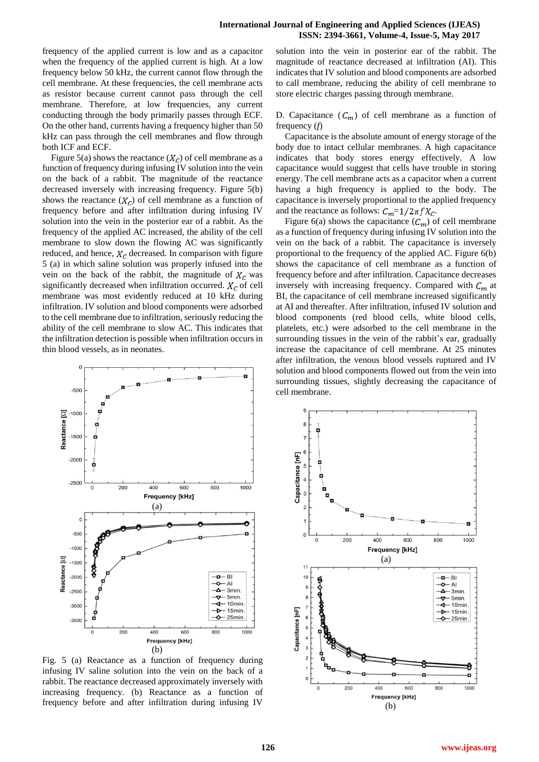frequency of the applied current is low and as a capacitor when the frequency of the applied current is high. At a low frequency below 50 kHz, the current cannot flow through the cell membrane. At these frequencies, the cell membrane acts as resistor because current cannot pass through the cell membrane. Therefore, at low frequencies, any current conducting through the body primarily passes through ECF. On the other hand, currents having a frequency higher than 50 kHz can pass through the cell membranes and flow through both ICF and ECF.

Figure 5(a) shows the reactance ($X_C$) of cell membrane as a function of frequency during infusing IV solution into the vein on the back of a rabbit. The magnitude of the reactance decreased inversely with increasing frequency. Figure 5(b) shows the reactance ($X_C$) of cell membrane as a function of frequency before and after infiltration during infusing IV solution into the vein in the posterior ear of a rabbit. As the frequency of the applied AC increased, the ability of the cell membrane to slow down the flowing AC was significantly reduced, and hence, $X_C$ decreased. In comparison with figure 5 (a) in which saline solution was properly infused into the vein on the back of the rabbit, the magnitude of $X_C$ was significantly decreased when infiltration occurred. $X_C$ of cell membrane was most evidently reduced at 10 kHz during infiltration. IV solution and blood components were adsorbed to the cell membrane due to infiltration, seriously reducing the ability of the cell membrane to slow AC. This indicates that the infiltration detection is possible when infiltration occurs in thin blood vessels, as in neonates.

(a)

(b)

Fig. 5 (a) Reactance as a function of frequency during infusing IV saline solution into the vein on the back of a rabbit. The reactance decreased approximately inversely with increasing frequency. (b) Reactance as a function of frequency before and after infiltration during infusing IV solution into the vein in posterior ear of the rabbit. The magnitude of reactance decreased at infiltration (AI). This indicates that IV solution and blood components are adsorbed to call membrane, reducing the ability of cell membrane to store electric charges passing through membrane.

D. Capacitance ($C_m$) of cell membrane as a function of frequency (*f*)

Capacitance is the absolute amount of energy storage of the body due to intact cellular membranes. A high capacitance indicates that body stores energy effectively. A low capacitance would suggest that cells have trouble in storing energy. The cell membrane acts as a capacitor when a current having a high frequency is applied to the body. The capacitance is inversely proportional to the applied frequency and the reactance as follows: $C_m = 1/2\pi f X_C$.

Figure 6(a) shows the capacitance ($C_m$) of cell membrane as a function of frequency during infusing IV solution into the vein on the back of a rabbit. The capacitance is inversely proportional to the frequency of the applied AC. Figure 6(b) shows the capacitance of cell membrane as a function of frequency before and after infiltration. Capacitance decreases inversely with increasing frequency. Compared with $C_m$ at BI, the capacitance of cell membrane increased significantly at AI and thereafter. After infiltration, infused IV solution and blood components (red blood cells, white blood cells, platelets, etc.) were adsorbed the cell membrane in the surrounding tissues in the vein of the rabbit's ear, gradually increase the capacitance of cell membrane. At 25 minutes after infiltration, the venous blood vessels ruptured and IV solution and blood components flowed out from the vein into surrounding tissues, slightly decreasing the capacitance of cell membrane.

(a)

(b)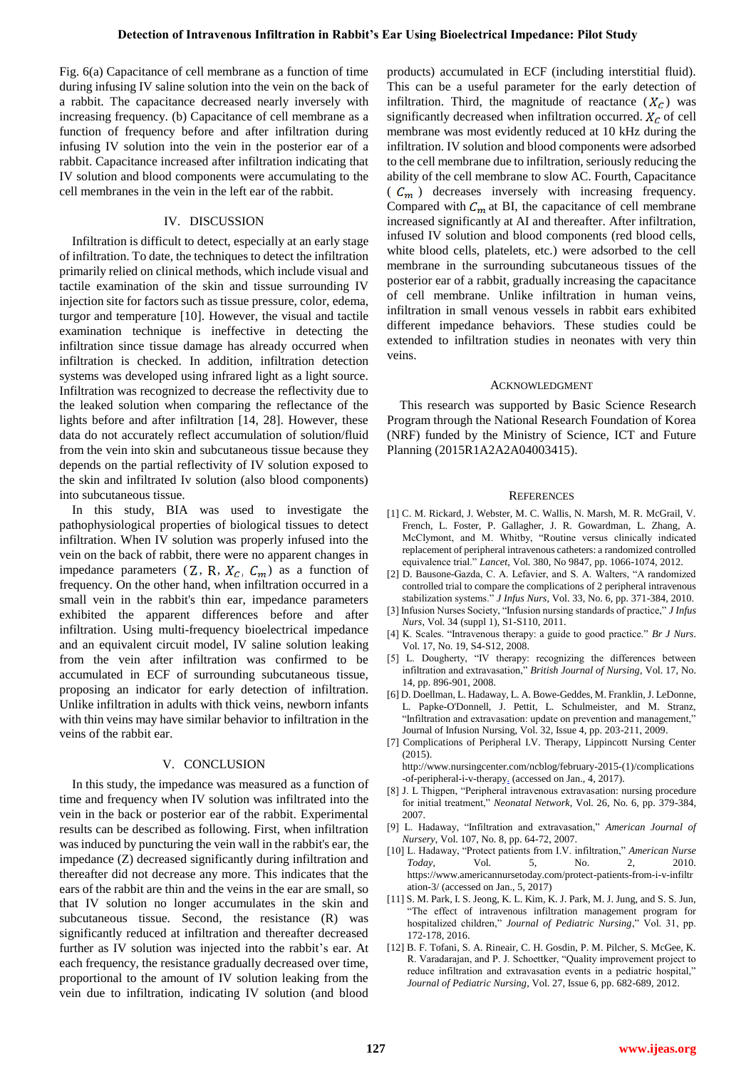Fig. 6(a) Capacitance of cell membrane as a function of time during infusing IV saline solution into the vein on the back of a rabbit. The capacitance decreased nearly inversely with increasing frequency. (b) Capacitance of cell membrane as a function of frequency before and after infiltration during infusing IV solution into the vein in the posterior ear of a rabbit. Capacitance increased after infiltration indicating that IV solution and blood components were accumulating to the cell membranes in the vein in the left ear of the rabbit.

## IV. DISCUSSION

Infiltration is difficult to detect, especially at an early stage of infiltration. To date, the techniques to detect the infiltration primarily relied on clinical methods, which include visual and tactile examination of the skin and tissue surrounding IV injection site for factors such as tissue pressure, color, edema, turgor and temperature [10]. However, the visual and tactile examination technique is ineffective in detecting the infiltration since tissue damage has already occurred when infiltration is checked. In addition, infiltration detection systems was developed using infrared light as a light source. Infiltration was recognized to decrease the reflectivity due to the leaked solution when comparing the reflectance of the lights before and after infiltration [14, 28]. However, these data do not accurately reflect accumulation of solution/fluid from the vein into skin and subcutaneous tissue because they depends on the partial reflectivity of IV solution exposed to the skin and infiltrated Iv solution (also blood components) into subcutaneous tissue.

In this study, BIA was used to investigate the pathophysiological properties of biological tissues to detect infiltration. When IV solution was properly infused into the vein on the back of rabbit, there were no apparent changes in impedance parameters ($Z$, $R$, $X_C$, $C_m$) as a function of frequency. On the other hand, when infiltration occurred in a small vein in the rabbit's thin ear, impedance parameters exhibited the apparent differences before and after infiltration. Using multi-frequency bioelectrical impedance and an equivalent circuit model, IV saline solution leaking from the vein after infiltration was confirmed to be accumulated in ECF of surrounding subcutaneous tissue, proposing an indicator for early detection of infiltration. Unlike infiltration in adults with thick veins, newborn infants with thin veins may have similar behavior to infiltration in the veins of the rabbit ear.

## V. CONCLUSION

In this study, the impedance was measured as a function of time and frequency when IV solution was infiltrated into the vein in the back or posterior ear of the rabbit. Experimental results can be described as following. First, when infiltration was induced by puncturing the vein wall in the rabbit's ear, the impedance (Z) decreased significantly during infiltration and thereafter did not decrease any more. This indicates that the ears of the rabbit are thin and the veins in the ear are small, so that IV solution no longer accumulates in the skin and subcutaneous tissue. Second, the resistance (R) was significantly reduced at infiltration and thereafter decreased further as IV solution was injected into the rabbit's ear. At each frequency, the resistance gradually decreased over time, proportional to the amount of IV solution leaking from the vein due to infiltration, indicating IV solution (and blood products) accumulated in ECF (including interstitial fluid). This can be a useful parameter for the early detection of infiltration. Third, the magnitude of reactance ($X_C$) was significantly decreased when infiltration occurred. $X_C$ of cell membrane was most evidently reduced at 10 kHz during the infiltration. IV solution and blood components were adsorbed to the cell membrane due to infiltration, seriously reducing the ability of the cell membrane to slow AC. Fourth, Capacitance ($C_m$) decreases inversely with increasing frequency. Compared with $C_m$ at BI, the capacitance of cell membrane increased significantly at AI and thereafter. After infiltration, infused IV solution and blood components (red blood cells, white blood cells, platelets, etc.) were adsorbed to the cell membrane in the surrounding subcutaneous tissues of the posterior ear of a rabbit, gradually increasing the capacitance of cell membrane. Unlike infiltration in human veins, infiltration in small venous vessels in rabbit ears exhibited different impedance behaviors. These studies could be extended to infiltration studies in neonates with very thin veins.

## ACKNOWLEDGMENT

This research was supported by Basic Science Research Program through the National Research Foundation of Korea (NRF) funded by the Ministry of Science, ICT and Future Planning (2015R1A2A2A04003415).

## REFERENCES

[1] C. M. Rickard, J. Webster, M. C. Wallis, N. Marsh, M. R. McGrail, V. French, L. Foster, P. Gallagher, J. R. Gowardman, L. Zhang, A. McClymont, and M. Whitby, "Routine versus clinically indicated replacement of peripheral intravenous catheters: a randomized controlled equivalence trial." *Lancet*, Vol. 380, No 9847, pp. 1066-1074, 2012.

[2] D. Bausone-Gazda, C. A. Lefavier, and S. A. Walters, "A randomized controlled trial to compare the complications of 2 peripheral intravenous stabilization systems." *J Infus Nurs*, Vol. 33, No. 6, pp. 371-384, 2010.

[3] Infusion Nurses Society, "Infusion nursing standards of practice," *J Infus Nurs*, Vol. 34 (suppl 1), S1-S110, 2011.

[4] K. Scales. "Intravenous therapy: a guide to good practice." *Br J Nurs*. Vol. 17, No. 19, S4-S12, 2008.

[5] L. Dougherty, "IV therapy: recognizing the differences between infiltration and extravasation," *British Journal of Nursing*, Vol. 17, No. 14, pp. 896-901, 2008.

[6] D. Doellman, L. Hadaway, L. A. Bowe-Geddes, M. Franklin, J. LeDonne, L. Papke-O'Donnell, J. Pettit, L. Schulmeister, and M. Stranz, "Infiltration and extravasation: update on prevention and management," Journal of Infusion Nursing, Vol. 32, Issue 4, pp. 203-211, 2009.

[7] Complications of Peripheral I.V. Therapy, Lippincott Nursing Center (2015). http://www.nursingcenter.com/ncblog/february-2015-(1)/complications-of-peripheral-i-v-therapy. (accessed on Jan., 4, 2017).

[8] J. L Thigpen, "Peripheral intravenous extravasation: nursing procedure for initial treatment," *Neonatal Network*, Vol. 26, No. 6, pp. 379-384, 2007.

[9] L. Hadaway, "Infiltration and extravasation," *American Journal of Nursery*, Vol. 107, No. 8, pp. 64-72, 2007.

[10] L. Hadaway, "Protect patients from I.V. infiltration," *American Nurse Today*, Vol. 5, No. 2, 2010. https://www.americannursetoday.com/protect-patients-from-i-v-infiltration-3/ (accessed on Jan., 5, 2017)

[11] S. M. Park, I. S. Jeong, K. L. Kim, K. J. Park, M. J. Jung, and S. S. Jun, "The effect of intravenous infiltration management program for hospitalized children," *Journal of Pediatric Nursing*," Vol. 31, pp. 172-178, 2016.

[12] B. F. Tofani, S. A. Rineair, C. H. Gosdin, P. M. Pilcher, S. McGee, K. R. Varadarajan, and P. J. Schoettker, "Quality improvement project to reduce infiltration and extravasation events in a pediatric hospital," *Journal of Pediatric Nursing*, Vol. 27, Issue 6, pp. 682-689, 2012.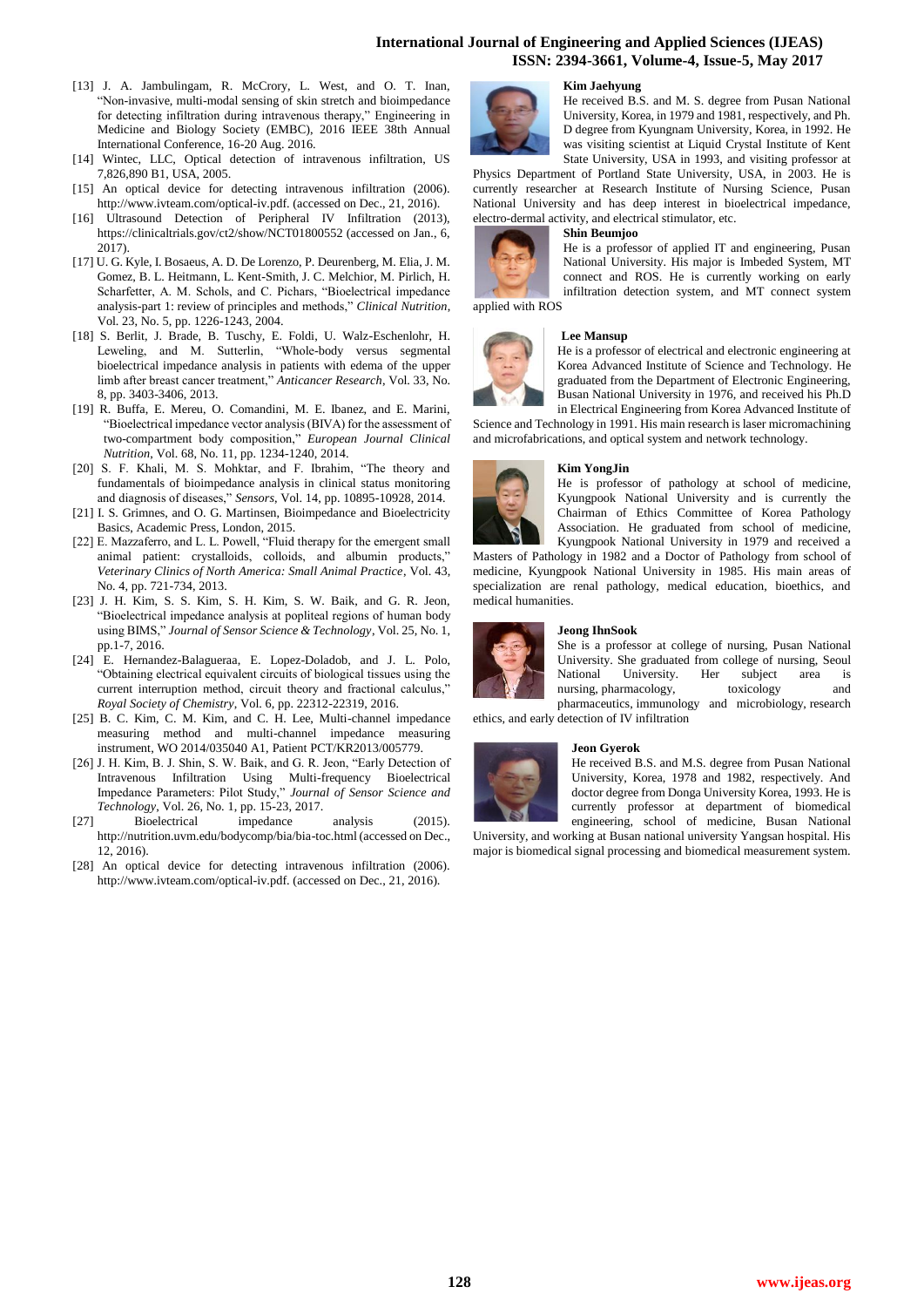[13] J. A. Jambulingam, R. McCrory, L. West, and O. T. Inan, "Non-invasive, multi-modal sensing of skin stretch and bioimpedance for detecting infiltration during intravenous therapy," Engineering in Medicine and Biology Society (EMBC), 2016 IEEE 38th Annual International Conference, 16-20 Aug. 2016.

[14] Wintec, LLC, Optical detection of intravenous infiltration, US 7,826,890 B1, USA, 2005.

[15] An optical device for detecting intravenous infiltration (2006). http://www.ivteam.com/optical-iv.pdf. (accessed on Dec., 21, 2016).

[16] Ultrasound Detection of Peripheral IV Infiltration (2013), https://clinicaltrials.gov/ct2/show/NCT01800552 (accessed on Jan., 6, 2017).

[17] U. G. Kyle, I. Bosaeus, A. D. De Lorenzo, P. Deurenberg, M. Elia, J. M. Gomez, B. L. Heitmann, L. Kent-Smith, J. C. Melchior, M. Pirlich, H. Scharfetter, A. M. Schols, and C. Pichars, "Bioelectrical impedance analysis-part 1: review of principles and methods," *Clinical Nutrition*, Vol. 23, No. 5, pp. 1226-1243, 2004.

[18] S. Berlit, J. Brade, B. Tuschy, E. Foldi, U. Walz-Eschenlohr, H. Leweling, and M. Sutterlin, "Whole-body versus segmental bioelectrical impedance analysis in patients with edema of the upper limb after breast cancer treatment," *Anticancer Research*, Vol. 33, No. 8, pp. 3403-3406, 2013.

[19] R. Buffa, E. Mereu, O. Comandini, M. E. Ibanez, and E. Marini, "Bioelectrical impedance vector analysis (BIVA) for the assessment of two-compartment body composition," *European Journal Clinical Nutrition*, Vol. 68, No. 11, pp. 1234-1240, 2014.

[20] S. F. Khali, M. S. Mohktar, and F. Ibrahim, "The theory and fundamentals of bioimpedance analysis in clinical status monitoring and diagnosis of diseases," *Sensors*, Vol. 14, pp. 10895-10928, 2014.

[21] I. S. Grimnes, and O. G. Martinsen, Bioimpedance and Bioelectricity Basics, Academic Press, London, 2015.

[22] E. Mazzaferro, and L. L. Powell, "Fluid therapy for the emergent small animal patient: crystalloids, colloids, and albumin products," *Veterinary Clinics of North America: Small Animal Practice*, Vol. 43, No. 4, pp. 721-734, 2013.

[23] J. H. Kim, S. S. Kim, S. H. Kim, S. W. Baik, and G. R. Jeon, "Bioelectrical impedance analysis at popliteal regions of human body using BIMS," *Journal of Sensor Science & Technology*, Vol. 25, No. 1, pp.1-7, 2016.

[24] E. Hernandez-Balagueraa, E. Lopez-Doladob, and J. L. Polo, "Obtaining electrical equivalent circuits of biological tissues using the current interruption method, circuit theory and fractional calculus," *Royal Society of Chemistry*, Vol. 6, pp. 22312-22319, 2016.

[25] B. C. Kim, C. M. Kim, and C. H. Lee, Multi-channel impedance measuring method and multi-channel impedance measuring instrument, WO 2014/035040 A1, Patient PCT/KR2013/005779.

[26] J. H. Kim, B. J. Shin, S. W. Baik, and G. R. Jeon, "Early Detection of Intravenous Infiltration Using Multi-frequency Bioelectrical Impedance Parameters: Pilot Study," *Journal of Sensor Science and Technology*, Vol. 26, No. 1, pp. 15-23, 2017.

[27] Bioelectrical impedance analysis (2015). http://nutrition.uvm.edu/bodycomp/bia/bia-toc.html (accessed on Dec., 12, 2016).

[28] An optical device for detecting intravenous infiltration (2006). http://www.ivteam.com/optical-iv.pdf. (accessed on Dec., 21, 2016).

**Kim Jaehyung**

He received B.S. and M. S. degree from Pusan National University, Korea, in 1979 and 1981, respectively, and Ph. D degree from Kyungnam University, Korea, in 1992. He was visiting scientist at Liquid Crystal Institute of Kent State University, USA in 1993, and visiting professor at Physics Department of Portland State University, USA, in 2003. He is currently researcher at Research Institute of Nursing Science, Pusan National University and has deep interest in bioelectrical impedance, electro-dermal activity, and electrical stimulator, etc.

**Shin Beumjoo**

He is a professor of applied IT and engineering, Pusan National University. His major is Imbeded System, MT connect and ROS. He is currently working on early infiltration detection system, and MT connect system applied with ROS

**Lee Mansup**

He is a professor of electrical and electronic engineering at Korea Advanced Institute of Science and Technology. He graduated from the Department of Electronic Engineering, Busan National University in 1976, and received his Ph.D in Electrical Engineering from Korea Advanced Institute of Science and Technology in 1991. His main research is laser micromachining and microfabrications, and optical system and network technology.

**Kim YongJin**

He is professor of pathology at school of medicine, Kyungpook National University and is currently the Chairman of Ethics Committee of Korea Pathology Association. He graduated from school of medicine, Kyungpook National University in 1979 and received a Masters of Pathology in 1982 and a Doctor of Pathology from school of medicine, Kyungpook National University in 1985. His main areas of specialization are renal pathology, medical education, bioethics, and medical humanities.

**Jeong IhnSook**

She is a professor at college of nursing, Pusan National University. She graduated from college of nursing, Seoul National University. Her subject area is nursing, pharmacology, toxicology and pharmaceutics, immunology and microbiology, research ethics, and early detection of IV infiltration

**Jeon Gyerok**

He received B.S. and M.S. degree from Pusan National University, Korea, 1978 and 1982, respectively. And doctor degree from Donga University Korea, 1993. He is currently professor at department of biomedical engineering, school of medicine, Busan National University, and working at Busan national university Yangsan hospital. His major is biomedical signal processing and biomedical measurement system.